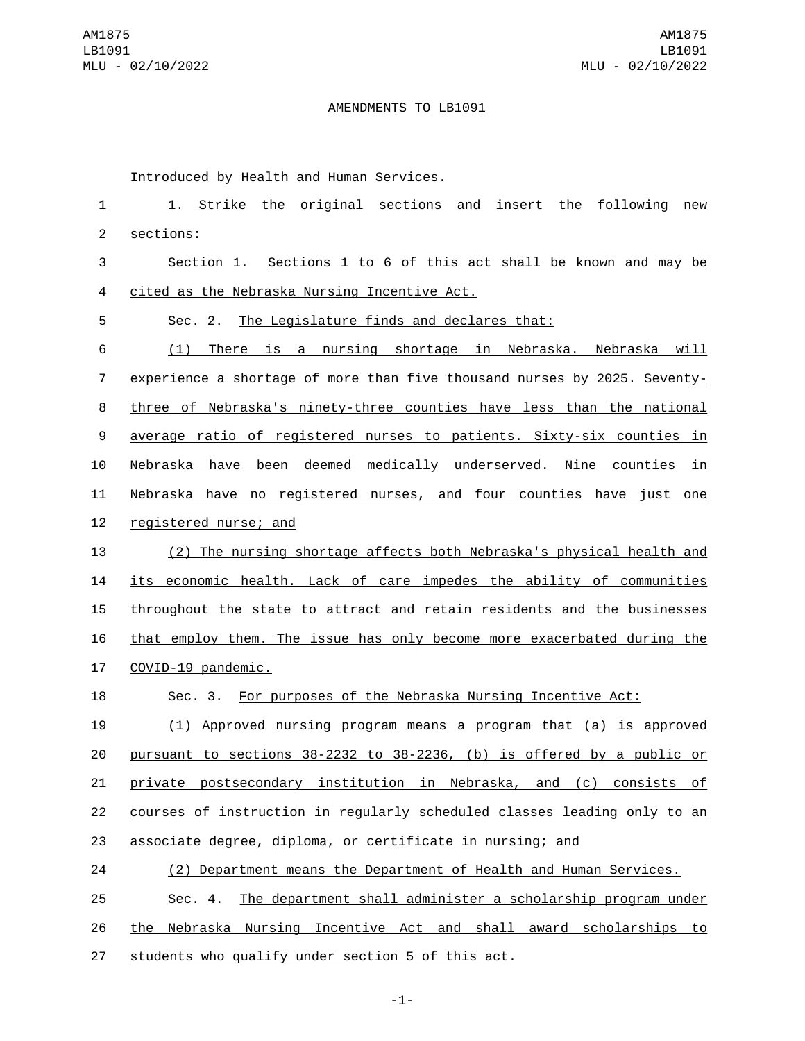AMENDMENTS TO LB1091

Introduced by Health and Human Services.

1. Strike the original sections and insert the following new sections:

Section 1. Sections 1 to 6 of this act shall be known and may be cited as the Nebraska Nursing Incentive Act.

Sec. 2. The Legislature finds and declares that:

(1) There is a nursing shortage in Nebraska. Nebraska will experience a shortage of more than five thousand nurses by 2025. Seventy-three of Nebraska's ninety-three counties have less than the national average ratio of registered nurses to patients. Sixty-six counties in Nebraska have been deemed medically underserved. Nine counties in Nebraska have no registered nurses, and four counties have just one registered nurse; and

(2) The nursing shortage affects both Nebraska's physical health and its economic health. Lack of care impedes the ability of communities throughout the state to attract and retain residents and the businesses that employ them. The issue has only become more exacerbated during the COVID-19 pandemic.

Sec. 3. For purposes of the Nebraska Nursing Incentive Act:

(1) Approved nursing program means a program that (a) is approved pursuant to sections 38-2232 to 38-2236, (b) is offered by a public or private postsecondary institution in Nebraska, and (c) consists of courses of instruction in regularly scheduled classes leading only to an associate degree, diploma, or certificate in nursing; and

(2) Department means the Department of Health and Human Services.

Sec. 4. The department shall administer a scholarship program under the Nebraska Nursing Incentive Act and shall award scholarships to students who qualify under section 5 of this act.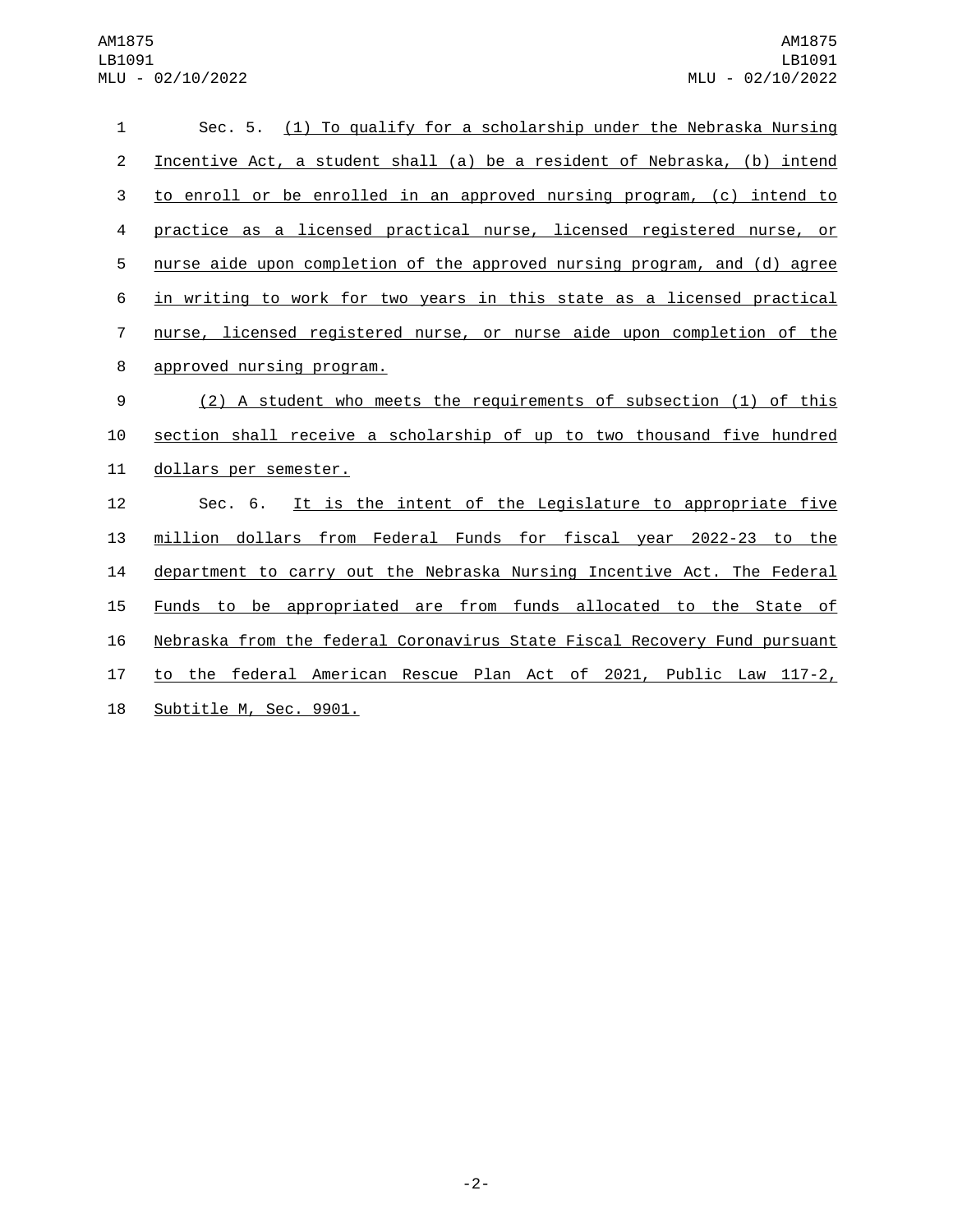Sec. 5. (1) To qualify for a scholarship under the Nebraska Nursing Incentive Act, a student shall (a) be a resident of Nebraska, (b) intend to enroll or be enrolled in an approved nursing program, (c) intend to practice as a licensed practical nurse, licensed registered nurse, or nurse aide upon completion of the approved nursing program, and (d) agree in writing to work for two years in this state as a licensed practical nurse, licensed registered nurse, or nurse aide upon completion of the approved nursing program.

(2) A student who meets the requirements of subsection (1) of this section shall receive a scholarship of up to two thousand five hundred dollars per semester.

Sec. 6. It is the intent of the Legislature to appropriate five million dollars from Federal Funds for fiscal year 2022-23 to the department to carry out the Nebraska Nursing Incentive Act. The Federal Funds to be appropriated are from funds allocated to the State of Nebraska from the federal Coronavirus State Fiscal Recovery Fund pursuant to the federal American Rescue Plan Act of 2021, Public Law 117-2, Subtitle M, Sec. 9901.